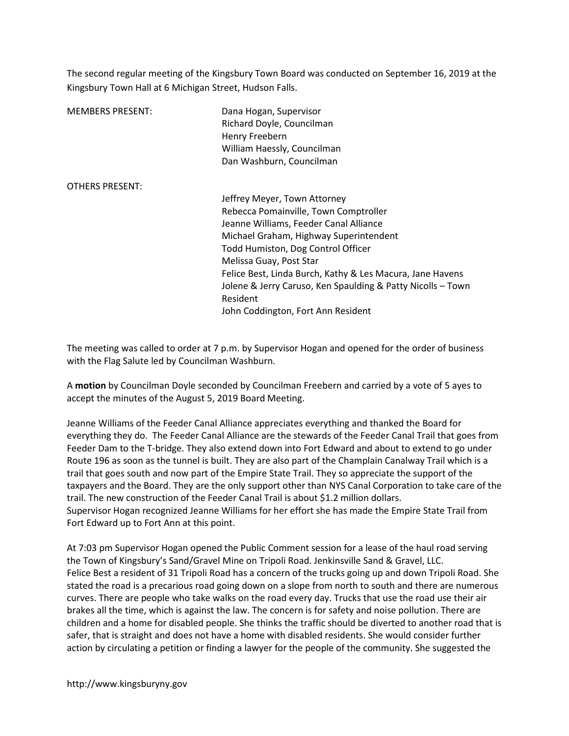The second regular meeting of the Kingsbury Town Board was conducted on September 16, 2019 at the Kingsbury Town Hall at 6 Michigan Street, Hudson Falls.

MEMBERS PRESENT:

Dana Hogan, Supervisor
Richard Doyle, Councilman
Henry Freebern
William Haessly, Councilman
Dan Washburn, Councilman

OTHERS PRESENT:

Jeffrey Meyer, Town Attorney
Rebecca Pomainville, Town Comptroller
Jeanne Williams, Feeder Canal Alliance
Michael Graham, Highway Superintendent
Todd Humiston, Dog Control Officer
Melissa Guay, Post Star
Felice Best, Linda Burch, Kathy & Les Macura, Jane Havens
Jolene & Jerry Caruso, Ken Spaulding & Patty Nicolls – Town Resident
John Coddington, Fort Ann Resident

The meeting was called to order at 7 p.m. by Supervisor Hogan and opened for the order of business with the Flag Salute led by Councilman Washburn.

A **motion** by Councilman Doyle seconded by Councilman Freebern and carried by a vote of 5 ayes to accept the minutes of the August 5, 2019 Board Meeting.

Jeanne Williams of the Feeder Canal Alliance appreciates everything and thanked the Board for everything they do. The Feeder Canal Alliance are the stewards of the Feeder Canal Trail that goes from Feeder Dam to the T-bridge. They also extend down into Fort Edward and about to extend to go under Route 196 as soon as the tunnel is built. They are also part of the Champlain Canalway Trail which is a trail that goes south and now part of the Empire State Trail. They so appreciate the support of the taxpayers and the Board. They are the only support other than NYS Canal Corporation to take care of the trail. The new construction of the Feeder Canal Trail is about $1.2 million dollars.
Supervisor Hogan recognized Jeanne Williams for her effort she has made the Empire State Trail from Fort Edward up to Fort Ann at this point.

At 7:03 pm Supervisor Hogan opened the Public Comment session for a lease of the haul road serving the Town of Kingsbury's Sand/Gravel Mine on Tripoli Road. Jenkinsville Sand & Gravel, LLC.
Felice Best a resident of 31 Tripoli Road has a concern of the trucks going up and down Tripoli Road. She stated the road is a precarious road going down on a slope from north to south and there are numerous curves. There are people who take walks on the road every day. Trucks that use the road use their air brakes all the time, which is against the law. The concern is for safety and noise pollution. There are children and a home for disabled people. She thinks the traffic should be diverted to another road that is safer, that is straight and does not have a home with disabled residents. She would consider further action by circulating a petition or finding a lawyer for the people of the community. She suggested the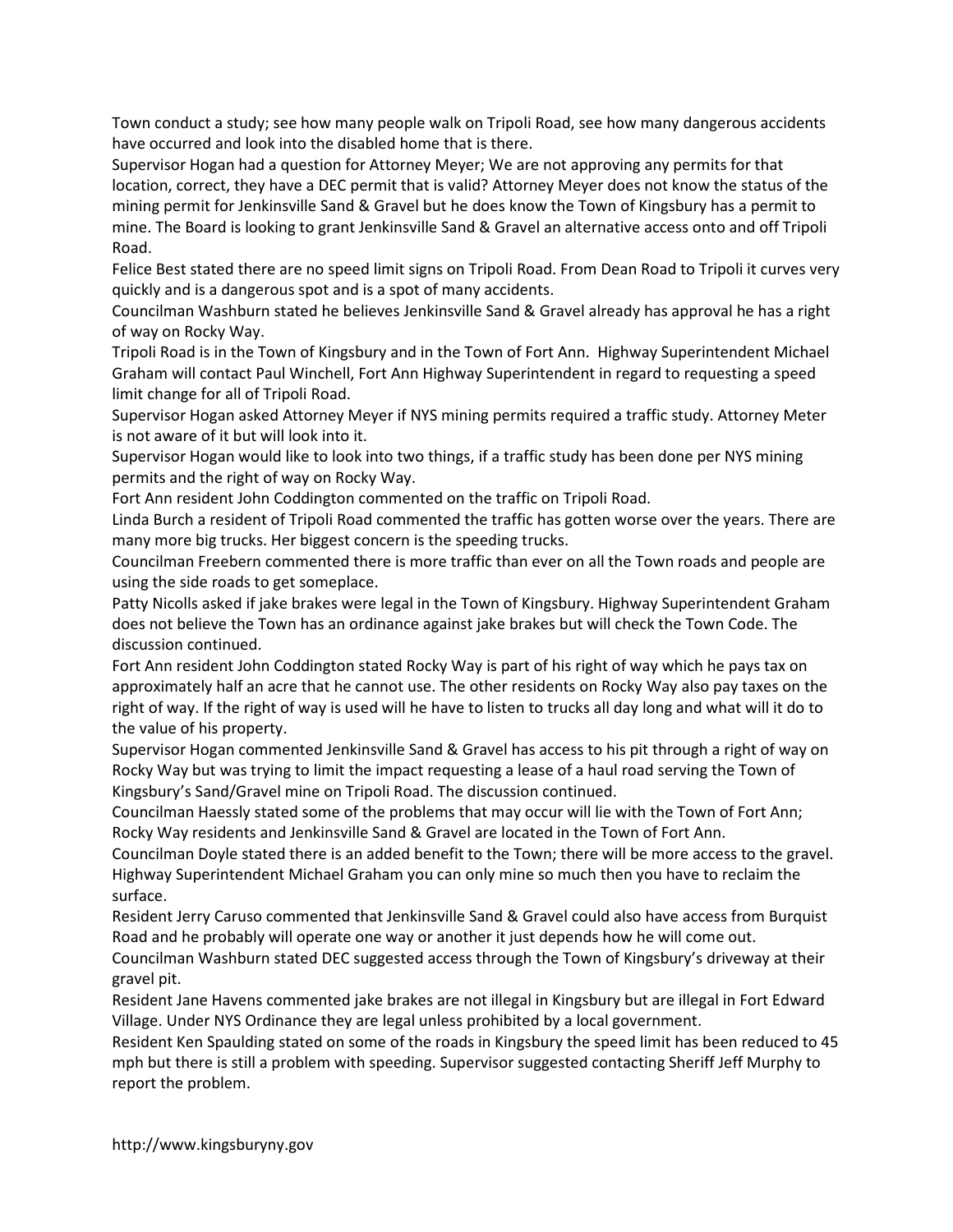Town conduct a study; see how many people walk on Tripoli Road, see how many dangerous accidents have occurred and look into the disabled home that is there.

Supervisor Hogan had a question for Attorney Meyer; We are not approving any permits for that location, correct, they have a DEC permit that is valid? Attorney Meyer does not know the status of the mining permit for Jenkinsville Sand & Gravel but he does know the Town of Kingsbury has a permit to mine. The Board is looking to grant Jenkinsville Sand & Gravel an alternative access onto and off Tripoli Road.

Felice Best stated there are no speed limit signs on Tripoli Road. From Dean Road to Tripoli it curves very quickly and is a dangerous spot and is a spot of many accidents.

Councilman Washburn stated he believes Jenkinsville Sand & Gravel already has approval he has a right of way on Rocky Way.

Tripoli Road is in the Town of Kingsbury and in the Town of Fort Ann. Highway Superintendent Michael Graham will contact Paul Winchell, Fort Ann Highway Superintendent in regard to requesting a speed limit change for all of Tripoli Road.

Supervisor Hogan asked Attorney Meyer if NYS mining permits required a traffic study. Attorney Meter is not aware of it but will look into it.

Supervisor Hogan would like to look into two things, if a traffic study has been done per NYS mining permits and the right of way on Rocky Way.

Fort Ann resident John Coddington commented on the traffic on Tripoli Road.

Linda Burch a resident of Tripoli Road commented the traffic has gotten worse over the years. There are many more big trucks. Her biggest concern is the speeding trucks.

Councilman Freebern commented there is more traffic than ever on all the Town roads and people are using the side roads to get someplace.

Patty Nicolls asked if jake brakes were legal in the Town of Kingsbury. Highway Superintendent Graham does not believe the Town has an ordinance against jake brakes but will check the Town Code. The discussion continued.

Fort Ann resident John Coddington stated Rocky Way is part of his right of way which he pays tax on approximately half an acre that he cannot use. The other residents on Rocky Way also pay taxes on the right of way. If the right of way is used will he have to listen to trucks all day long and what will it do to the value of his property.

Supervisor Hogan commented Jenkinsville Sand & Gravel has access to his pit through a right of way on Rocky Way but was trying to limit the impact requesting a lease of a haul road serving the Town of Kingsbury's Sand/Gravel mine on Tripoli Road. The discussion continued.

Councilman Haessly stated some of the problems that may occur will lie with the Town of Fort Ann; Rocky Way residents and Jenkinsville Sand & Gravel are located in the Town of Fort Ann.

Councilman Doyle stated there is an added benefit to the Town; there will be more access to the gravel. Highway Superintendent Michael Graham you can only mine so much then you have to reclaim the surface.

Resident Jerry Caruso commented that Jenkinsville Sand & Gravel could also have access from Burquist Road and he probably will operate one way or another it just depends how he will come out.

Councilman Washburn stated DEC suggested access through the Town of Kingsbury's driveway at their gravel pit.

Resident Jane Havens commented jake brakes are not illegal in Kingsbury but are illegal in Fort Edward Village. Under NYS Ordinance they are legal unless prohibited by a local government.

Resident Ken Spaulding stated on some of the roads in Kingsbury the speed limit has been reduced to 45 mph but there is still a problem with speeding. Supervisor suggested contacting Sheriff Jeff Murphy to report the problem.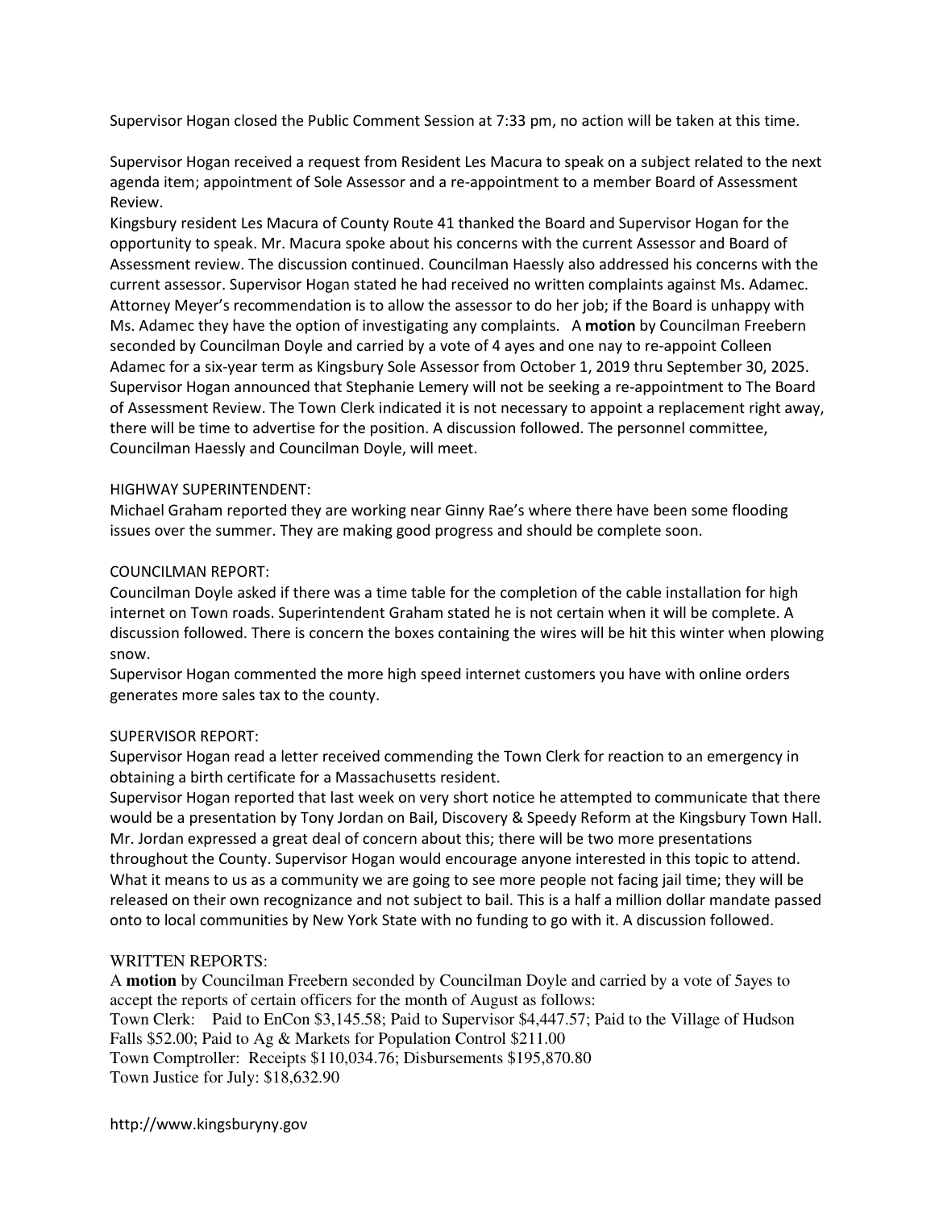Supervisor Hogan closed the Public Comment Session at 7:33 pm, no action will be taken at this time.

Supervisor Hogan received a request from Resident Les Macura to speak on a subject related to the next agenda item; appointment of Sole Assessor and a re-appointment to a member Board of Assessment Review.
Kingsbury resident Les Macura of County Route 41 thanked the Board and Supervisor Hogan for the opportunity to speak. Mr. Macura spoke about his concerns with the current Assessor and Board of Assessment review. The discussion continued. Councilman Haessly also addressed his concerns with the current assessor. Supervisor Hogan stated he had received no written complaints against Ms. Adamec. Attorney Meyer's recommendation is to allow the assessor to do her job; if the Board is unhappy with Ms. Adamec they have the option of investigating any complaints. A **motion** by Councilman Freebern seconded by Councilman Doyle and carried by a vote of 4 ayes and one nay to re-appoint Colleen Adamec for a six-year term as Kingsbury Sole Assessor from October 1, 2019 thru September 30, 2025. Supervisor Hogan announced that Stephanie Lemery will not be seeking a re-appointment to The Board of Assessment Review. The Town Clerk indicated it is not necessary to appoint a replacement right away, there will be time to advertise for the position. A discussion followed. The personnel committee, Councilman Haessly and Councilman Doyle, will meet.

HIGHWAY SUPERINTENDENT:
Michael Graham reported they are working near Ginny Rae's where there have been some flooding issues over the summer. They are making good progress and should be complete soon.

COUNCILMAN REPORT:
Councilman Doyle asked if there was a time table for the completion of the cable installation for high internet on Town roads. Superintendent Graham stated he is not certain when it will be complete. A discussion followed. There is concern the boxes containing the wires will be hit this winter when plowing snow.
Supervisor Hogan commented the more high speed internet customers you have with online orders generates more sales tax to the county.

SUPERVISOR REPORT:
Supervisor Hogan read a letter received commending the Town Clerk for reaction to an emergency in obtaining a birth certificate for a Massachusetts resident.
Supervisor Hogan reported that last week on very short notice he attempted to communicate that there would be a presentation by Tony Jordan on Bail, Discovery & Speedy Reform at the Kingsbury Town Hall. Mr. Jordan expressed a great deal of concern about this; there will be two more presentations throughout the County. Supervisor Hogan would encourage anyone interested in this topic to attend. What it means to us as a community we are going to see more people not facing jail time; they will be released on their own recognizance and not subject to bail. This is a half a million dollar mandate passed onto to local communities by New York State with no funding to go with it. A discussion followed.

WRITTEN REPORTS:
A **motion** by Councilman Freebern seconded by Councilman Doyle and carried by a vote of 5ayes to accept the reports of certain officers for the month of August as follows:
Town Clerk: Paid to EnCon $3,145.58; Paid to Supervisor $4,447.57; Paid to the Village of Hudson Falls $52.00; Paid to Ag & Markets for Population Control $211.00
Town Comptroller: Receipts $110,034.76; Disbursements $195,870.80
Town Justice for July: $18,632.90

http://www.kingsburyny.gov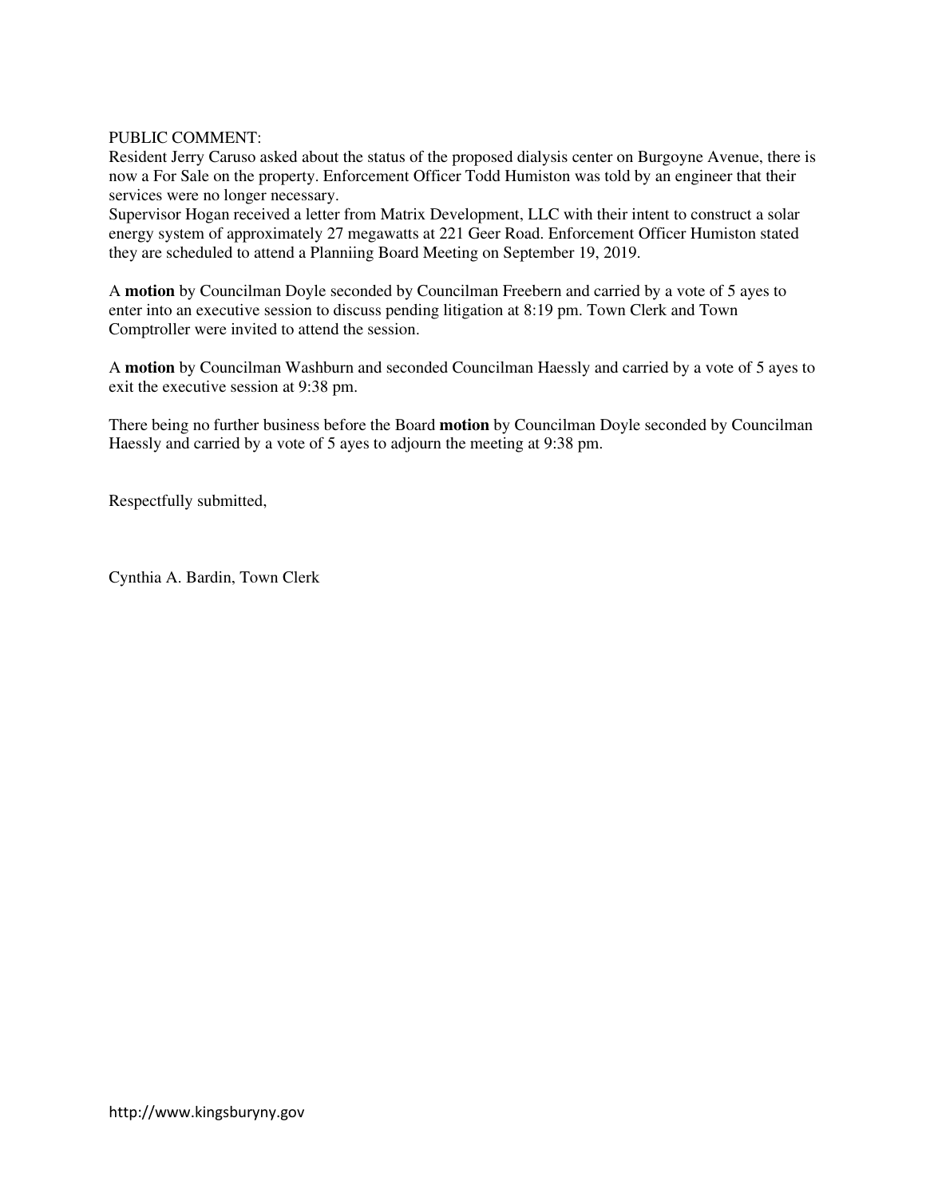PUBLIC COMMENT:

Resident Jerry Caruso asked about the status of the proposed dialysis center on Burgoyne Avenue, there is now a For Sale on the property. Enforcement Officer Todd Humiston was told by an engineer that their services were no longer necessary.

Supervisor Hogan received a letter from Matrix Development, LLC with their intent to construct a solar energy system of approximately 27 megawatts at 221 Geer Road. Enforcement Officer Humiston stated they are scheduled to attend a Planniing Board Meeting on September 19, 2019.

A **motion** by Councilman Doyle seconded by Councilman Freebern and carried by a vote of 5 ayes to enter into an executive session to discuss pending litigation at 8:19 pm. Town Clerk and Town Comptroller were invited to attend the session.

A **motion** by Councilman Washburn and seconded Councilman Haessly and carried by a vote of 5 ayes to exit the executive session at 9:38 pm.

There being no further business before the Board **motion** by Councilman Doyle seconded by Councilman Haessly and carried by a vote of 5 ayes to adjourn the meeting at 9:38 pm.

Respectfully submitted,

Cynthia A. Bardin, Town Clerk